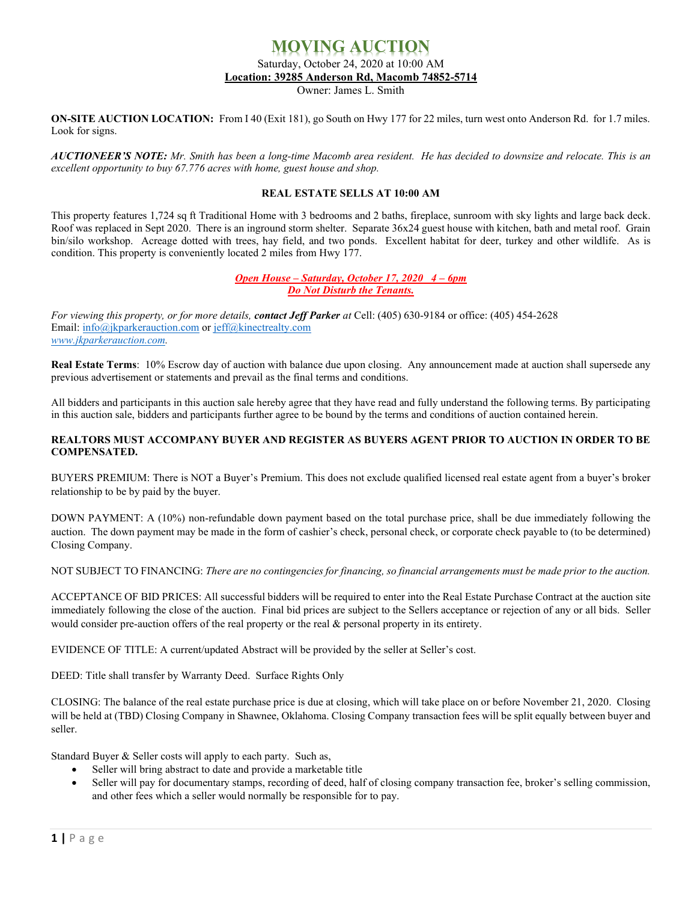# MOVING AUCTION

Saturday, October 24, 2020 at 10:00 AM

**Location: 39285 Anderson Rd, Macomb 74852-5714**

Owner: James L. Smith

**ON-SITE AUCTION LOCATION:** From I 40 (Exit 181), go South on Hwy 177 for 22 miles, turn west onto Anderson Rd. for 1.7 miles. Look for signs.

***AUCTIONEER'S NOTE:*** *Mr. Smith has been a long-time Macomb area resident. He has decided to downsize and relocate. This is an excellent opportunity to buy 67.776 acres with home, guest house and shop.*

**REAL ESTATE SELLS AT 10:00 AM**

This property features 1,724 sq ft Traditional Home with 3 bedrooms and 2 baths, fireplace, sunroom with sky lights and large back deck. Roof was replaced in Sept 2020. There is an inground storm shelter. Separate 36x24 guest house with kitchen, bath and metal roof. Grain bin/silo workshop. Acreage dotted with trees, hay field, and two ponds. Excellent habitat for deer, turkey and other wildlife. As is condition. This property is conveniently located 2 miles from Hwy 177.

***Open House – Saturday, October 17, 2020 4 – 6pm***

***Do Not Disturb the Tenants.***

*For viewing this property, or for more details,* ***contact Jeff Parker*** *at* Cell: (405) 630-9184 or office: (405) 454-2628
Email: info@jkparkerauction.com or jeff@kinectrealty.com
*www.jkparkerauction.com.*

**Real Estate Terms**: 10% Escrow day of auction with balance due upon closing. Any announcement made at auction shall supersede any previous advertisement or statements and prevail as the final terms and conditions.

All bidders and participants in this auction sale hereby agree that they have read and fully understand the following terms. By participating in this auction sale, bidders and participants further agree to be bound by the terms and conditions of auction contained herein.

**REALTORS MUST ACCOMPANY BUYER AND REGISTER AS BUYERS AGENT PRIOR TO AUCTION IN ORDER TO BE COMPENSATED.**

BUYERS PREMIUM: There is NOT a Buyer's Premium. This does not exclude qualified licensed real estate agent from a buyer's broker relationship to be by paid by the buyer.

DOWN PAYMENT: A (10%) non-refundable down payment based on the total purchase price, shall be due immediately following the auction. The down payment may be made in the form of cashier's check, personal check, or corporate check payable to (to be determined) Closing Company.

NOT SUBJECT TO FINANCING: *There are no contingencies for financing, so financial arrangements must be made prior to the auction.*

ACCEPTANCE OF BID PRICES: All successful bidders will be required to enter into the Real Estate Purchase Contract at the auction site immediately following the close of the auction. Final bid prices are subject to the Sellers acceptance or rejection of any or all bids. Seller would consider pre-auction offers of the real property or the real & personal property in its entirety.

EVIDENCE OF TITLE: A current/updated Abstract will be provided by the seller at Seller's cost.

DEED: Title shall transfer by Warranty Deed. Surface Rights Only

CLOSING: The balance of the real estate purchase price is due at closing, which will take place on or before November 21, 2020. Closing will be held at (TBD) Closing Company in Shawnee, Oklahoma. Closing Company transaction fees will be split equally between buyer and seller.

Standard Buyer & Seller costs will apply to each party. Such as,

- Seller will bring abstract to date and provide a marketable title
- Seller will pay for documentary stamps, recording of deed, half of closing company transaction fee, broker's selling commission, and other fees which a seller would normally be responsible for to pay.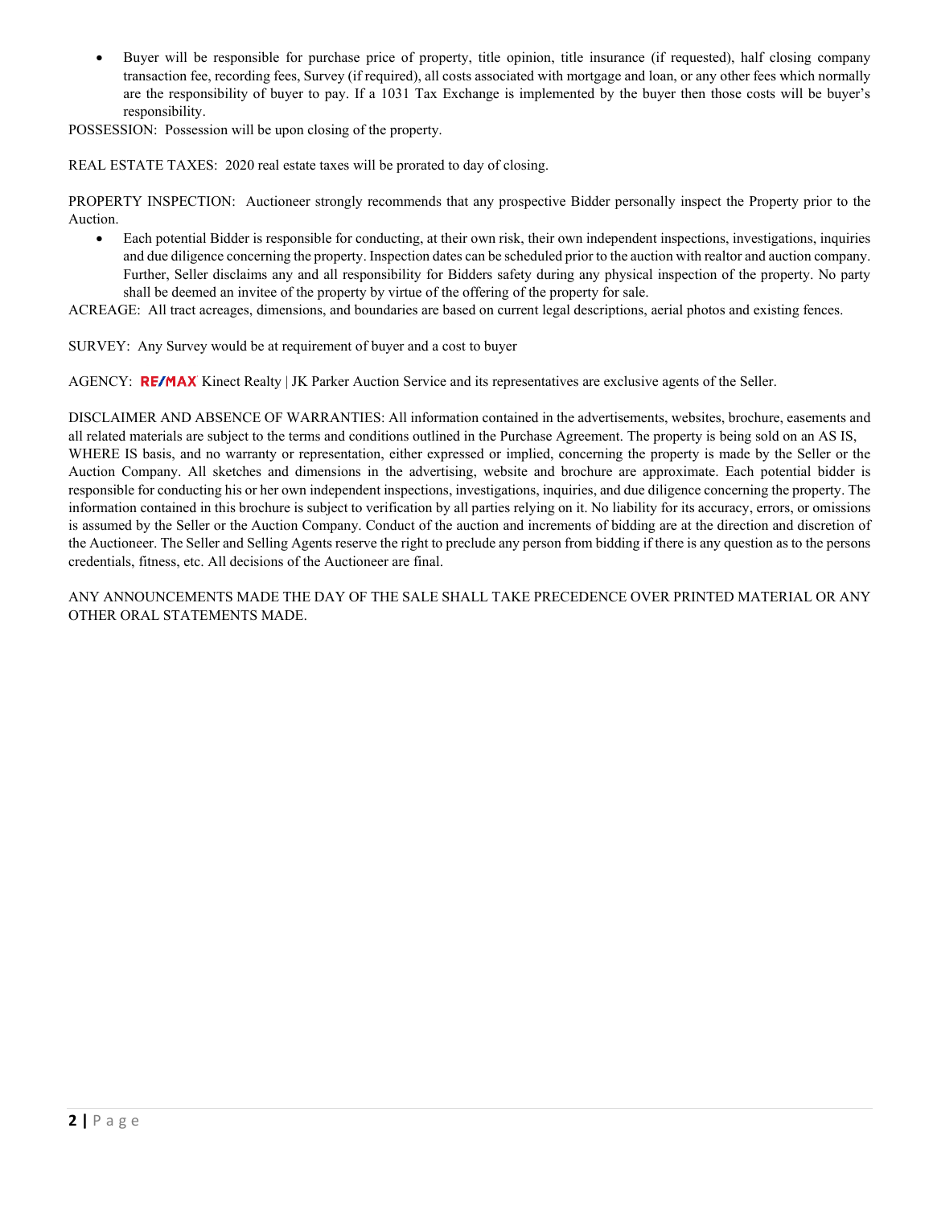- Buyer will be responsible for purchase price of property, title opinion, title insurance (if requested), half closing company transaction fee, recording fees, Survey (if required), all costs associated with mortgage and loan, or any other fees which normally are the responsibility of buyer to pay. If a 1031 Tax Exchange is implemented by the buyer then those costs will be buyer's responsibility.

POSSESSION: Possession will be upon closing of the property.

REAL ESTATE TAXES: 2020 real estate taxes will be prorated to day of closing.

PROPERTY INSPECTION: Auctioneer strongly recommends that any prospective Bidder personally inspect the Property prior to the Auction.

- Each potential Bidder is responsible for conducting, at their own risk, their own independent inspections, investigations, inquiries and due diligence concerning the property. Inspection dates can be scheduled prior to the auction with realtor and auction company. Further, Seller disclaims any and all responsibility for Bidders safety during any physical inspection of the property. No party shall be deemed an invitee of the property by virtue of the offering of the property for sale.

ACREAGE: All tract acreages, dimensions, and boundaries are based on current legal descriptions, aerial photos and existing fences.

SURVEY: Any Survey would be at requirement of buyer and a cost to buyer

AGENCY: RE/MAX Kinect Realty | JK Parker Auction Service and its representatives are exclusive agents of the Seller.

DISCLAIMER AND ABSENCE OF WARRANTIES: All information contained in the advertisements, websites, brochure, easements and all related materials are subject to the terms and conditions outlined in the Purchase Agreement. The property is being sold on an AS IS, WHERE IS basis, and no warranty or representation, either expressed or implied, concerning the property is made by the Seller or the Auction Company. All sketches and dimensions in the advertising, website and brochure are approximate. Each potential bidder is responsible for conducting his or her own independent inspections, investigations, inquiries, and due diligence concerning the property. The information contained in this brochure is subject to verification by all parties relying on it. No liability for its accuracy, errors, or omissions is assumed by the Seller or the Auction Company. Conduct of the auction and increments of bidding are at the direction and discretion of the Auctioneer. The Seller and Selling Agents reserve the right to preclude any person from bidding if there is any question as to the persons credentials, fitness, etc. All decisions of the Auctioneer are final.

ANY ANNOUNCEMENTS MADE THE DAY OF THE SALE SHALL TAKE PRECEDENCE OVER PRINTED MATERIAL OR ANY OTHER ORAL STATEMENTS MADE.